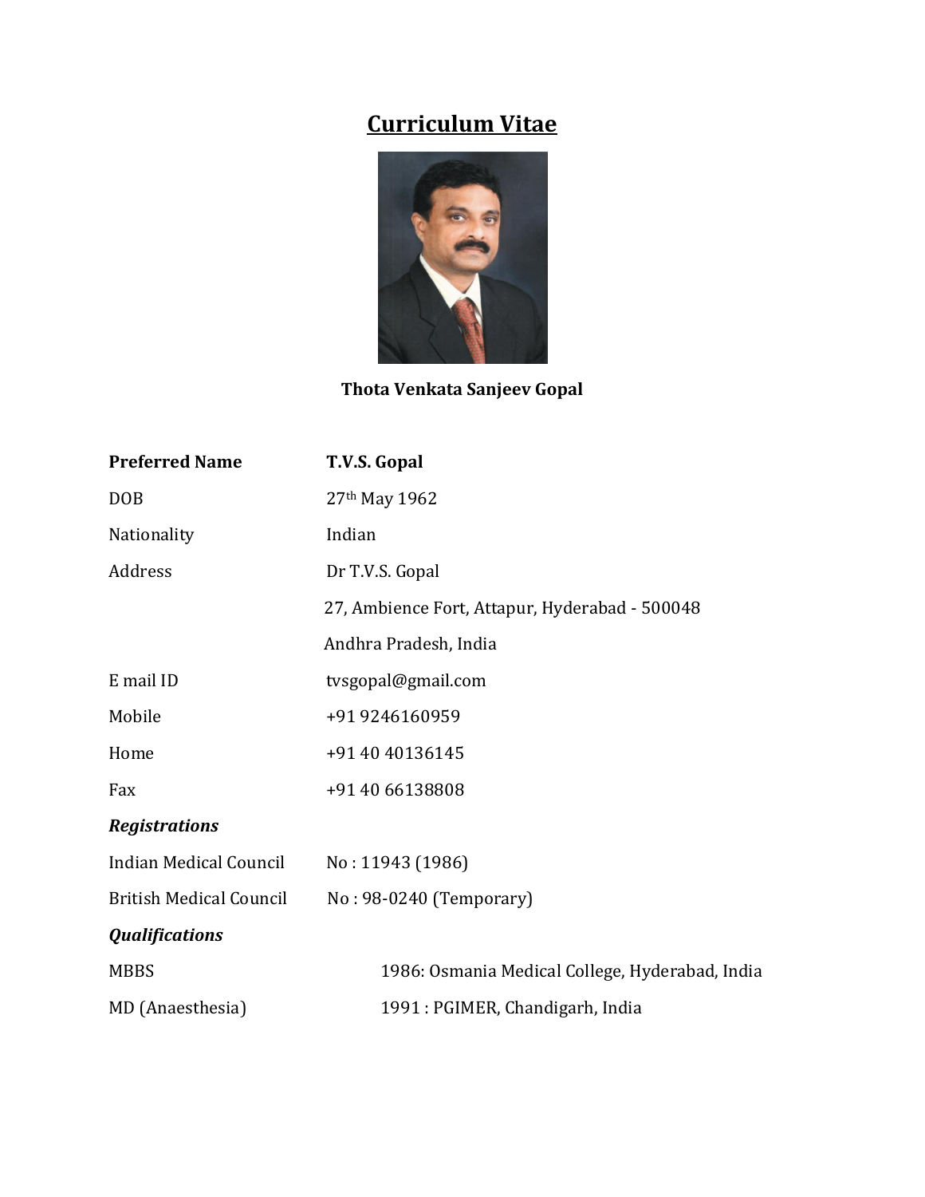# Curriculum Vitae

**Thota Venkata Sanjeev Gopal**

| | |
|---|---|
| **Preferred Name** | **T.V.S. Gopal** |
| DOB | 27th May 1962 |
| Nationality | Indian |
| Address | Dr T.V.S. Gopal |
| | 27, Ambience Fort, Attapur, Hyderabad - 500048 |
| | Andhra Pradesh, India |
| E mail ID | tvsgopal@gmail.com |
| Mobile | +91 9246160959 |
| Home | +91 40 40136145 |
| Fax | +91 40 66138808 |

***Registrations***

| | |
|---|---|
| Indian Medical Council | No : 11943 (1986) |
| British Medical Council | No : 98-0240 (Temporary) |

***Qualifications***

| | |
|---|---|
| MBBS | 1986: Osmania Medical College, Hyderabad, India |
| MD (Anaesthesia) | 1991 : PGIMER, Chandigarh, India |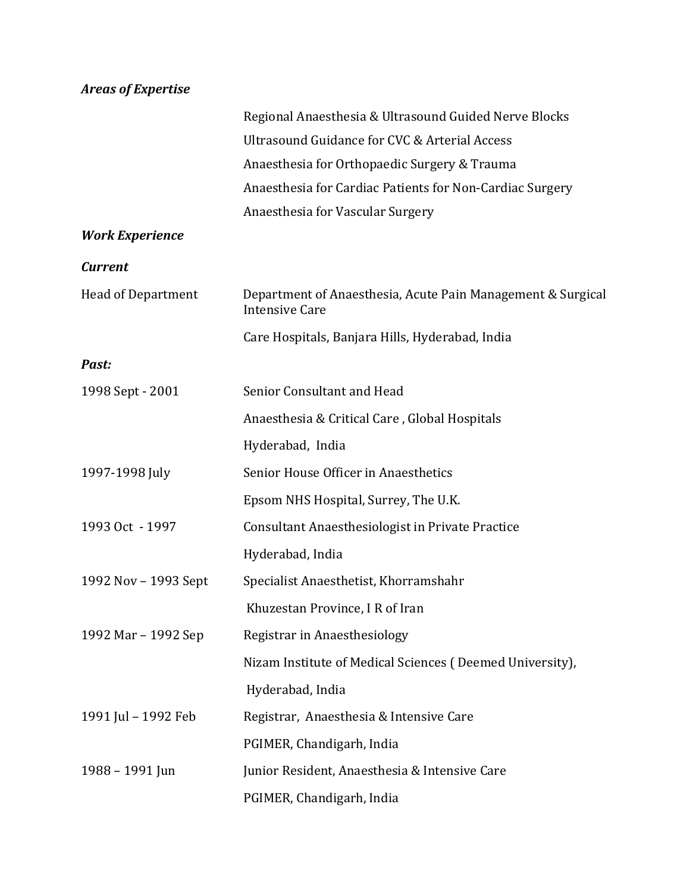***Areas of Expertise***

Regional Anaesthesia & Ultrasound Guided Nerve Blocks

Ultrasound Guidance for CVC & Arterial Access

Anaesthesia for Orthopaedic Surgery & Trauma

Anaesthesia for Cardiac Patients for Non-Cardiac Surgery

Anaesthesia for Vascular Surgery

***Work Experience***

***Current***

| | |
|---|---|
| Head of Department | Department of Anaesthesia, Acute Pain Management & Surgical Intensive Care<br>Care Hospitals, Banjara Hills, Hyderabad, India |

***Past:***

| | |
|---|---|
| 1998 Sept - 2001 | Senior Consultant and Head<br>Anaesthesia & Critical Care , Global Hospitals<br>Hyderabad, India |
| 1997-1998 July | Senior House Officer in Anaesthetics<br>Epsom NHS Hospital, Surrey, The U.K. |
| 1993 Oct - 1997 | Consultant Anaesthesiologist in Private Practice<br>Hyderabad, India |
| 1992 Nov – 1993 Sept | Specialist Anaesthetist, Khorramshahr<br>Khuzestan Province, I R of Iran |
| 1992 Mar – 1992 Sep | Registrar in Anaesthesiology<br>Nizam Institute of Medical Sciences ( Deemed University),<br>Hyderabad, India |
| 1991 Jul – 1992 Feb | Registrar, Anaesthesia & Intensive Care<br>PGIMER, Chandigarh, India |
| 1988 – 1991 Jun | Junior Resident, Anaesthesia & Intensive Care<br>PGIMER, Chandigarh, India |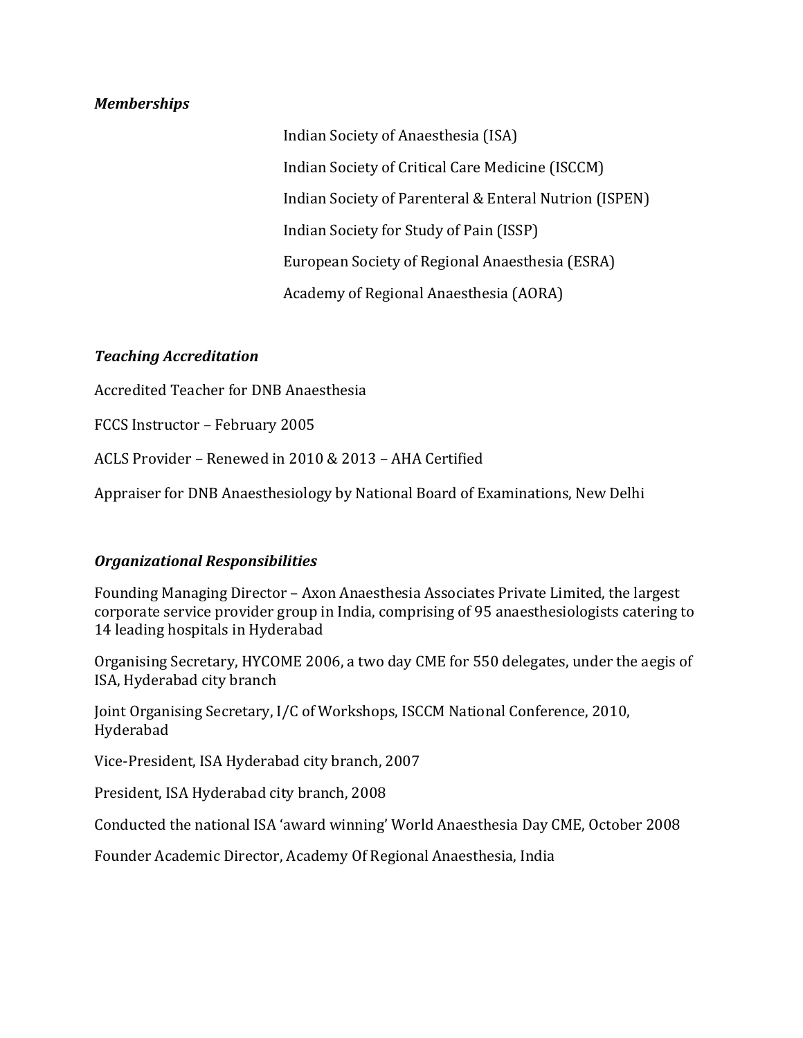### *Memberships*

Indian Society of Anaesthesia (ISA)

Indian Society of Critical Care Medicine (ISCCM)

Indian Society of Parenteral & Enteral Nutrion (ISPEN)

Indian Society for Study of Pain (ISSP)

European Society of Regional Anaesthesia (ESRA)

Academy of Regional Anaesthesia (AORA)

### *Teaching Accreditation*

Accredited Teacher for DNB Anaesthesia

FCCS Instructor – February 2005

ACLS Provider – Renewed in 2010 & 2013 – AHA Certified

Appraiser for DNB Anaesthesiology by National Board of Examinations, New Delhi

### *Organizational Responsibilities*

Founding Managing Director – Axon Anaesthesia Associates Private Limited, the largest corporate service provider group in India, comprising of 95 anaesthesiologists catering to 14 leading hospitals in Hyderabad

Organising Secretary, HYCOME 2006, a two day CME for 550 delegates, under the aegis of ISA, Hyderabad city branch

Joint Organising Secretary, I/C of Workshops, ISCCM National Conference, 2010, Hyderabad

Vice-President, ISA Hyderabad city branch, 2007

President, ISA Hyderabad city branch, 2008

Conducted the national ISA 'award winning' World Anaesthesia Day CME, October 2008

Founder Academic Director, Academy Of Regional Anaesthesia, India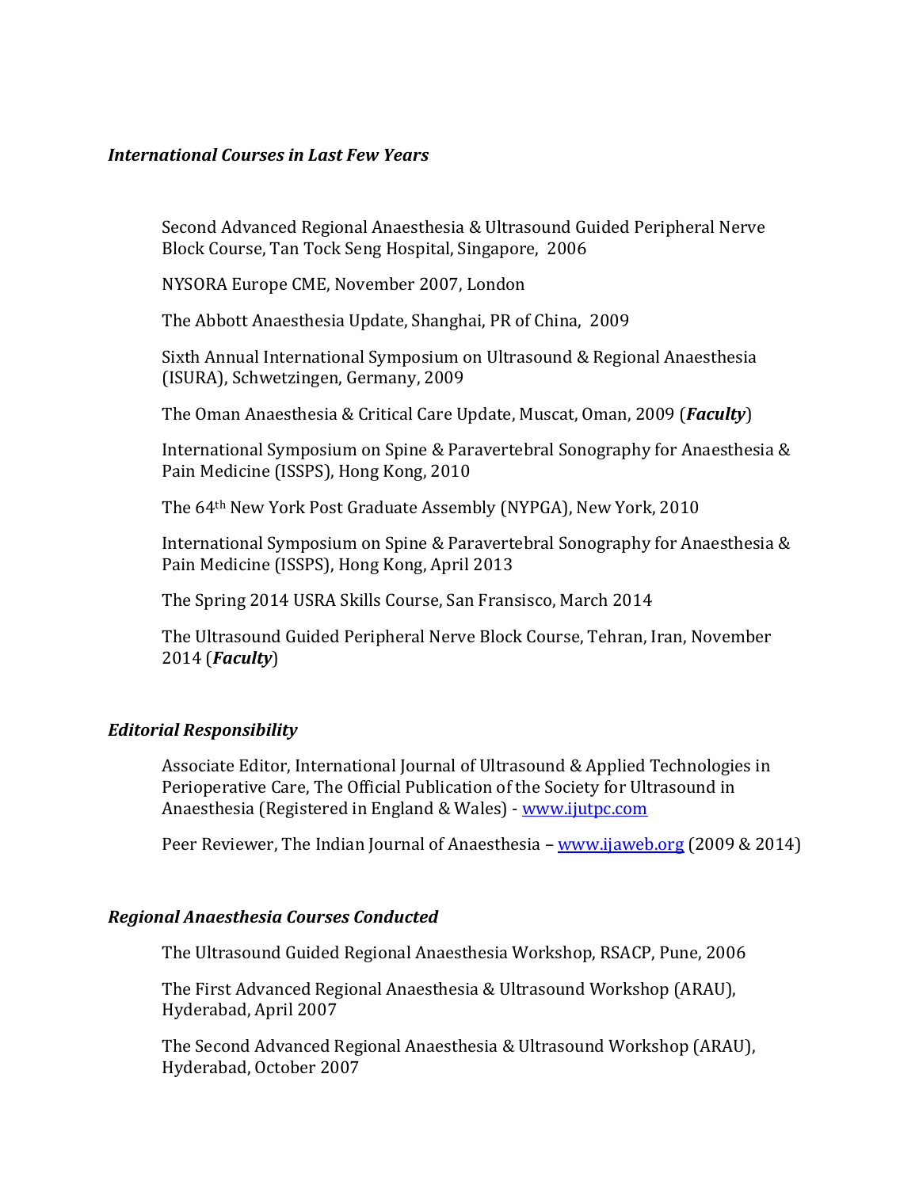### *International Courses in Last Few Years*

Second Advanced Regional Anaesthesia & Ultrasound Guided Peripheral Nerve Block Course, Tan Tock Seng Hospital, Singapore, 2006

NYSORA Europe CME, November 2007, London

The Abbott Anaesthesia Update, Shanghai, PR of China, 2009

Sixth Annual International Symposium on Ultrasound & Regional Anaesthesia (ISURA), Schwetzingen, Germany, 2009

The Oman Anaesthesia & Critical Care Update, Muscat, Oman, 2009 (***Faculty***)

International Symposium on Spine & Paravertebral Sonography for Anaesthesia & Pain Medicine (ISSPS), Hong Kong, 2010

The 64th New York Post Graduate Assembly (NYPGA), New York, 2010

International Symposium on Spine & Paravertebral Sonography for Anaesthesia & Pain Medicine (ISSPS), Hong Kong, April 2013

The Spring 2014 USRA Skills Course, San Fransisco, March 2014

The Ultrasound Guided Peripheral Nerve Block Course, Tehran, Iran, November 2014 (***Faculty***)

### *Editorial Responsibility*

Associate Editor, International Journal of Ultrasound & Applied Technologies in Perioperative Care, The Official Publication of the Society for Ultrasound in Anaesthesia (Registered in England & Wales) - www.ijutpc.com

Peer Reviewer, The Indian Journal of Anaesthesia – www.ijaweb.org (2009 & 2014)

### *Regional Anaesthesia Courses Conducted*

The Ultrasound Guided Regional Anaesthesia Workshop, RSACP, Pune, 2006

The First Advanced Regional Anaesthesia & Ultrasound Workshop (ARAU), Hyderabad, April 2007

The Second Advanced Regional Anaesthesia & Ultrasound Workshop (ARAU), Hyderabad, October 2007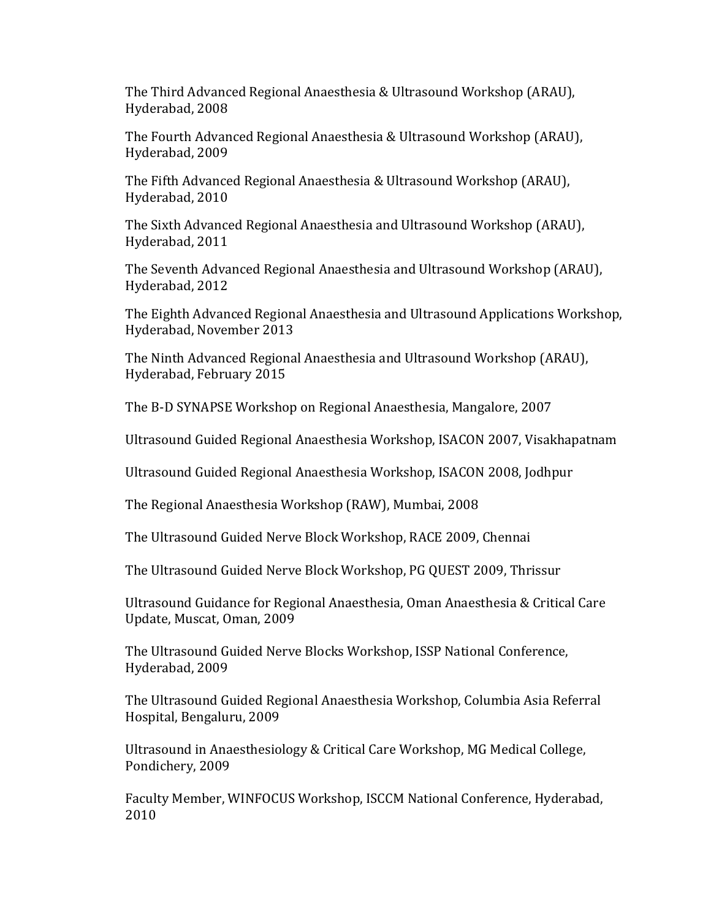The Third Advanced Regional Anaesthesia & Ultrasound Workshop (ARAU), Hyderabad, 2008

The Fourth Advanced Regional Anaesthesia & Ultrasound Workshop (ARAU), Hyderabad, 2009

The Fifth Advanced Regional Anaesthesia & Ultrasound Workshop (ARAU), Hyderabad, 2010

The Sixth Advanced Regional Anaesthesia and Ultrasound Workshop (ARAU), Hyderabad, 2011

The Seventh Advanced Regional Anaesthesia and Ultrasound Workshop (ARAU), Hyderabad, 2012

The Eighth Advanced Regional Anaesthesia and Ultrasound Applications Workshop, Hyderabad, November 2013

The Ninth Advanced Regional Anaesthesia and Ultrasound Workshop (ARAU), Hyderabad, February 2015

The B-D SYNAPSE Workshop on Regional Anaesthesia, Mangalore, 2007

Ultrasound Guided Regional Anaesthesia Workshop, ISACON 2007, Visakhapatnam

Ultrasound Guided Regional Anaesthesia Workshop, ISACON 2008, Jodhpur

The Regional Anaesthesia Workshop (RAW), Mumbai, 2008

The Ultrasound Guided Nerve Block Workshop, RACE 2009, Chennai

The Ultrasound Guided Nerve Block Workshop, PG QUEST 2009, Thrissur

Ultrasound Guidance for Regional Anaesthesia, Oman Anaesthesia & Critical Care Update, Muscat, Oman, 2009

The Ultrasound Guided Nerve Blocks Workshop, ISSP National Conference, Hyderabad, 2009

The Ultrasound Guided Regional Anaesthesia Workshop, Columbia Asia Referral Hospital, Bengaluru, 2009

Ultrasound in Anaesthesiology & Critical Care Workshop, MG Medical College, Pondichery, 2009

Faculty Member, WINFOCUS Workshop, ISCCM National Conference, Hyderabad, 2010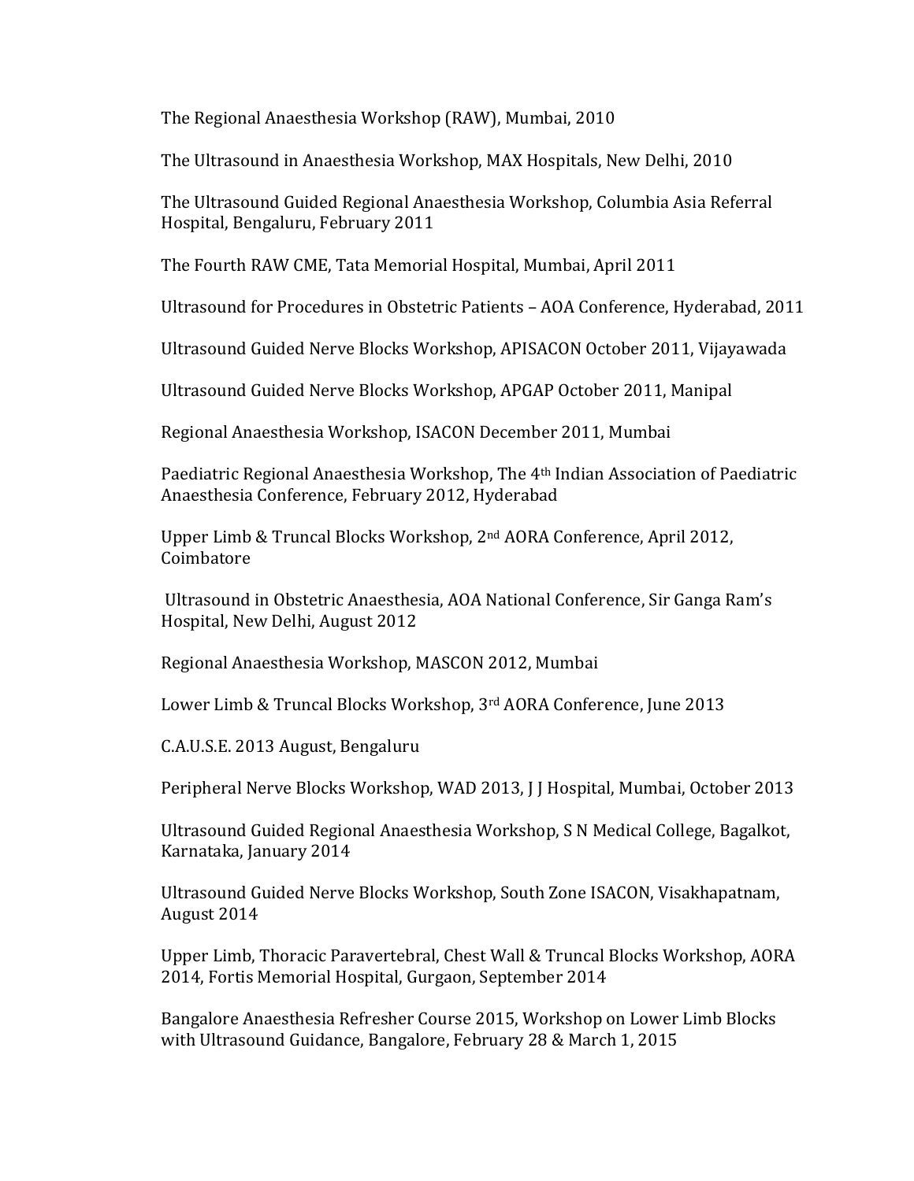The Regional Anaesthesia Workshop (RAW), Mumbai, 2010

The Ultrasound in Anaesthesia Workshop, MAX Hospitals, New Delhi, 2010

The Ultrasound Guided Regional Anaesthesia Workshop, Columbia Asia Referral Hospital, Bengaluru, February 2011

The Fourth RAW CME, Tata Memorial Hospital, Mumbai, April 2011

Ultrasound for Procedures in Obstetric Patients – AOA Conference, Hyderabad, 2011

Ultrasound Guided Nerve Blocks Workshop, APISACON October 2011, Vijayawada

Ultrasound Guided Nerve Blocks Workshop, APGAP October 2011, Manipal

Regional Anaesthesia Workshop, ISACON December 2011, Mumbai

Paediatric Regional Anaesthesia Workshop, The 4th Indian Association of Paediatric Anaesthesia Conference, February 2012, Hyderabad

Upper Limb & Truncal Blocks Workshop, 2nd AORA Conference, April 2012, Coimbatore

Ultrasound in Obstetric Anaesthesia, AOA National Conference, Sir Ganga Ram's Hospital, New Delhi, August 2012

Regional Anaesthesia Workshop, MASCON 2012, Mumbai

Lower Limb & Truncal Blocks Workshop, 3rd AORA Conference, June 2013

C.A.U.S.E. 2013 August, Bengaluru

Peripheral Nerve Blocks Workshop, WAD 2013, J J Hospital, Mumbai, October 2013

Ultrasound Guided Regional Anaesthesia Workshop, S N Medical College, Bagalkot, Karnataka, January 2014

Ultrasound Guided Nerve Blocks Workshop, South Zone ISACON, Visakhapatnam, August 2014

Upper Limb, Thoracic Paravertebral, Chest Wall & Truncal Blocks Workshop, AORA 2014, Fortis Memorial Hospital, Gurgaon, September 2014

Bangalore Anaesthesia Refresher Course 2015, Workshop on Lower Limb Blocks with Ultrasound Guidance, Bangalore, February 28 & March 1, 2015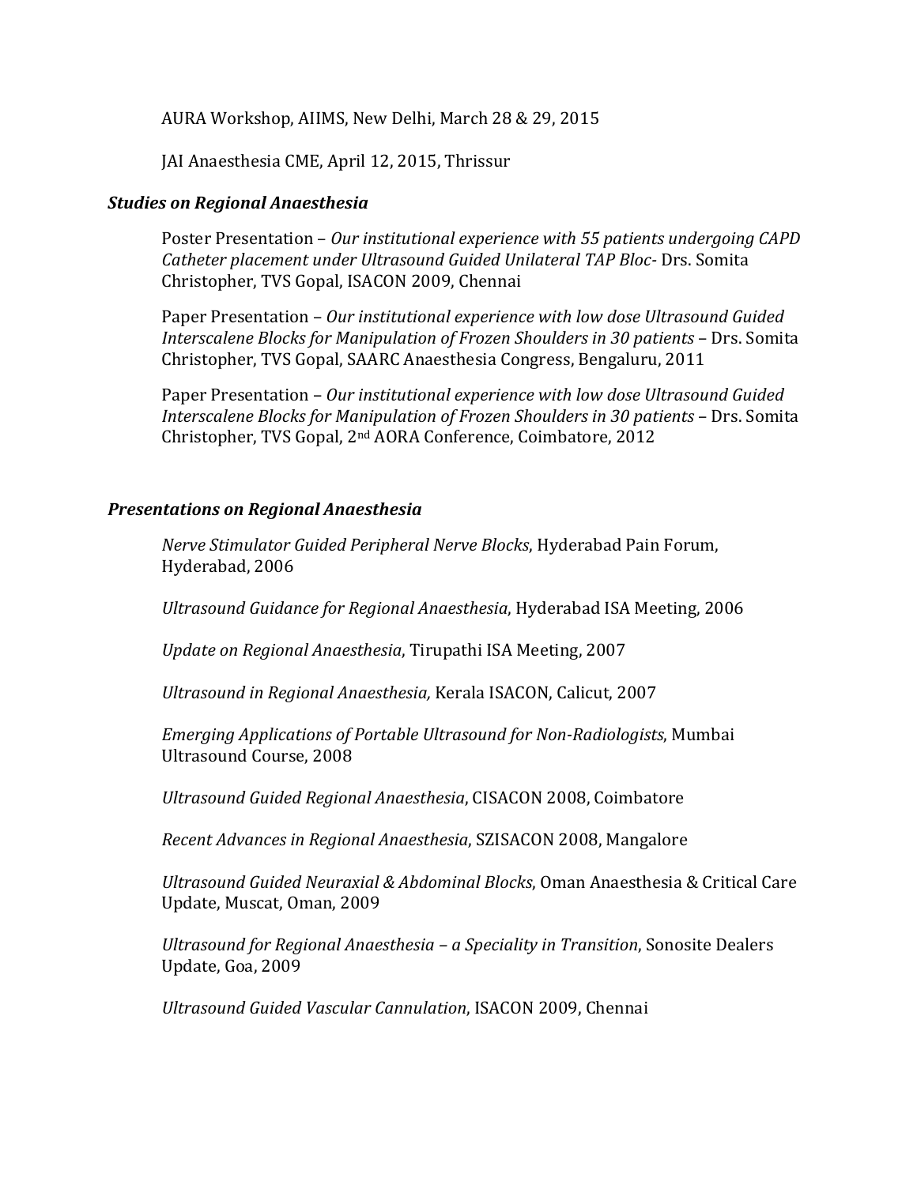AURA Workshop, AIIMS, New Delhi, March 28 & 29, 2015

JAI Anaesthesia CME, April 12, 2015, Thrissur

***Studies on Regional Anaesthesia***

Poster Presentation – *Our institutional experience with 55 patients undergoing CAPD Catheter placement under Ultrasound Guided Unilateral TAP Bloc*- Drs. Somita Christopher, TVS Gopal, ISACON 2009, Chennai

Paper Presentation – *Our institutional experience with low dose Ultrasound Guided Interscalene Blocks for Manipulation of Frozen Shoulders in 30 patients* – Drs. Somita Christopher, TVS Gopal, SAARC Anaesthesia Congress, Bengaluru, 2011

Paper Presentation – *Our institutional experience with low dose Ultrasound Guided Interscalene Blocks for Manipulation of Frozen Shoulders in 30 patients* – Drs. Somita Christopher, TVS Gopal, 2nd AORA Conference, Coimbatore, 2012

***Presentations on Regional Anaesthesia***

*Nerve Stimulator Guided Peripheral Nerve Blocks*, Hyderabad Pain Forum, Hyderabad, 2006

*Ultrasound Guidance for Regional Anaesthesia*, Hyderabad ISA Meeting, 2006

*Update on Regional Anaesthesia*, Tirupathi ISA Meeting, 2007

*Ultrasound in Regional Anaesthesia,* Kerala ISACON, Calicut, 2007

*Emerging Applications of Portable Ultrasound for Non-Radiologists*, Mumbai Ultrasound Course, 2008

*Ultrasound Guided Regional Anaesthesia*, CISACON 2008, Coimbatore

*Recent Advances in Regional Anaesthesia*, SZISACON 2008, Mangalore

*Ultrasound Guided Neuraxial & Abdominal Blocks*, Oman Anaesthesia & Critical Care Update, Muscat, Oman, 2009

*Ultrasound for Regional Anaesthesia – a Speciality in Transition*, Sonosite Dealers Update, Goa, 2009

*Ultrasound Guided Vascular Cannulation*, ISACON 2009, Chennai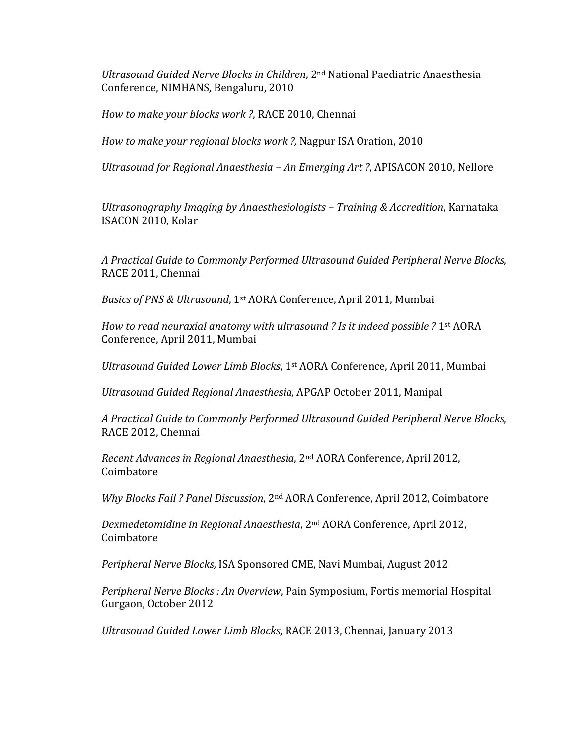*Ultrasound Guided Nerve Blocks in Children*, 2nd National Paediatric Anaesthesia Conference, NIMHANS, Bengaluru, 2010

*How to make your blocks work ?*, RACE 2010, Chennai

*How to make your regional blocks work ?,* Nagpur ISA Oration, 2010

*Ultrasound for Regional Anaesthesia – An Emerging Art ?*, APISACON 2010, Nellore

*Ultrasonography Imaging by Anaesthesiologists – Training & Accredition*, Karnataka ISACON 2010, Kolar

*A Practical Guide to Commonly Performed Ultrasound Guided Peripheral Nerve Blocks*, RACE 2011, Chennai

*Basics of PNS & Ultrasound*, 1st AORA Conference, April 2011, Mumbai

*How to read neuraxial anatomy with ultrasound ? Is it indeed possible ?* 1st AORA Conference, April 2011, Mumbai

*Ultrasound Guided Lower Limb Blocks*, 1st AORA Conference, April 2011, Mumbai

*Ultrasound Guided Regional Anaesthesia,* APGAP October 2011, Manipal

*A Practical Guide to Commonly Performed Ultrasound Guided Peripheral Nerve Blocks*, RACE 2012, Chennai

*Recent Advances in Regional Anaesthesia*, 2nd AORA Conference, April 2012, Coimbatore

*Why Blocks Fail ? Panel Discussion*, 2nd AORA Conference, April 2012, Coimbatore

*Dexmedetomidine in Regional Anaesthesia*, 2nd AORA Conference, April 2012, Coimbatore

*Peripheral Nerve Blocks,* ISA Sponsored CME, Navi Mumbai, August 2012

*Peripheral Nerve Blocks : An Overview*, Pain Symposium, Fortis memorial Hospital Gurgaon, October 2012

*Ultrasound Guided Lower Limb Blocks*, RACE 2013, Chennai, January 2013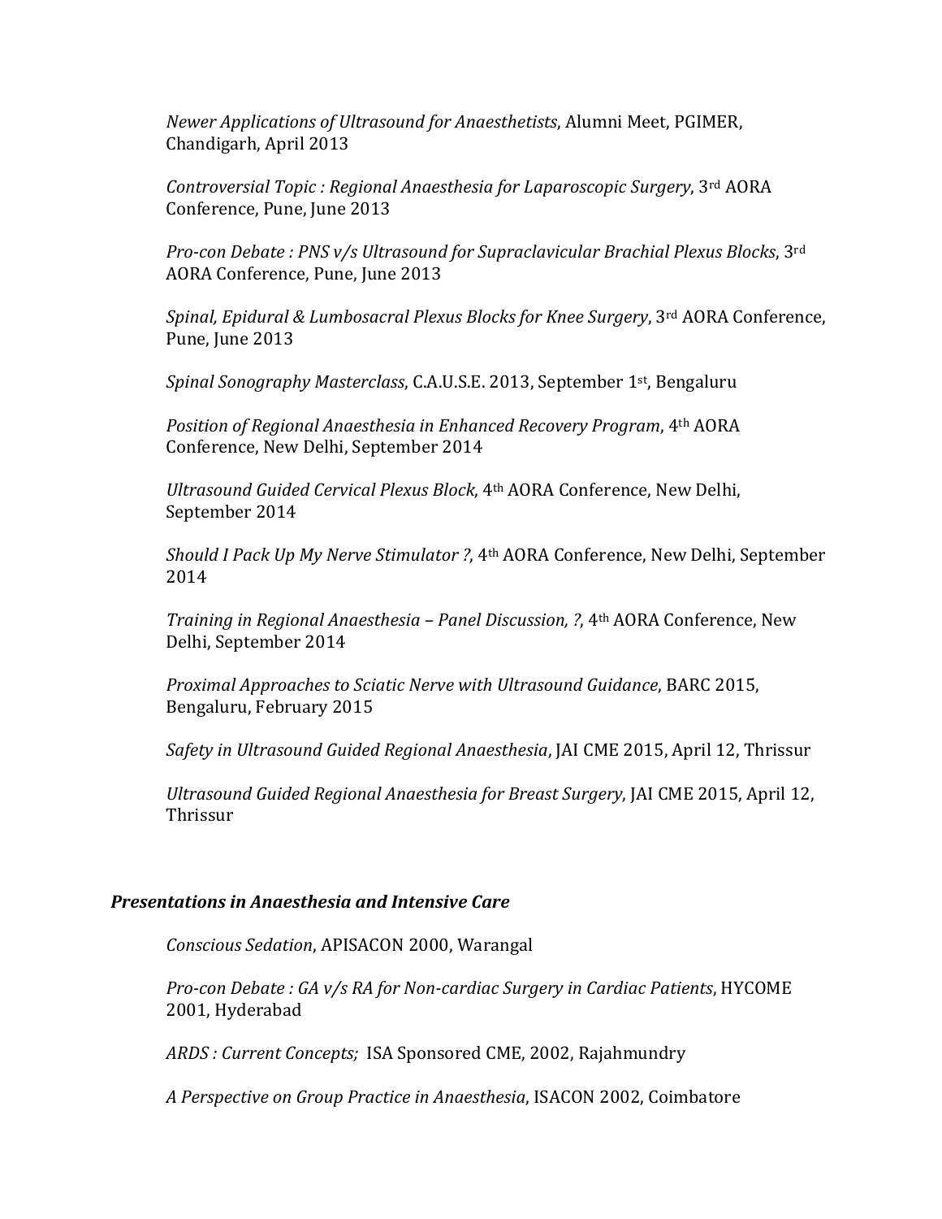*Newer Applications of Ultrasound for Anaesthetists*, Alumni Meet, PGIMER, Chandigarh, April 2013

*Controversial Topic : Regional Anaesthesia for Laparoscopic Surgery*, 3rd AORA Conference, Pune, June 2013

*Pro-con Debate : PNS v/s Ultrasound for Supraclavicular Brachial Plexus Blocks*, 3rd AORA Conference, Pune, June 2013

*Spinal, Epidural & Lumbosacral Plexus Blocks for Knee Surgery*, 3rd AORA Conference, Pune, June 2013

*Spinal Sonography Masterclass*, C.A.U.S.E. 2013, September 1st, Bengaluru

*Position of Regional Anaesthesia in Enhanced Recovery Program*, 4th AORA Conference, New Delhi, September 2014

*Ultrasound Guided Cervical Plexus Block*, 4th AORA Conference, New Delhi, September 2014

*Should I Pack Up My Nerve Stimulator ?*, 4th AORA Conference, New Delhi, September 2014

*Training in Regional Anaesthesia – Panel Discussion, ?*, 4th AORA Conference, New Delhi, September 2014

*Proximal Approaches to Sciatic Nerve with Ultrasound Guidance*, BARC 2015, Bengaluru, February 2015

*Safety in Ultrasound Guided Regional Anaesthesia*, JAI CME 2015, April 12, Thrissur

*Ultrasound Guided Regional Anaesthesia for Breast Surgery*, JAI CME 2015, April 12, Thrissur

### *Presentations in Anaesthesia and Intensive Care*

*Conscious Sedation*, APISACON 2000, Warangal

*Pro-con Debate : GA v/s RA for Non-cardiac Surgery in Cardiac Patients*, HYCOME 2001, Hyderabad

*ARDS : Current Concepts;* ISA Sponsored CME, 2002, Rajahmundry

*A Perspective on Group Practice in Anaesthesia*, ISACON 2002, Coimbatore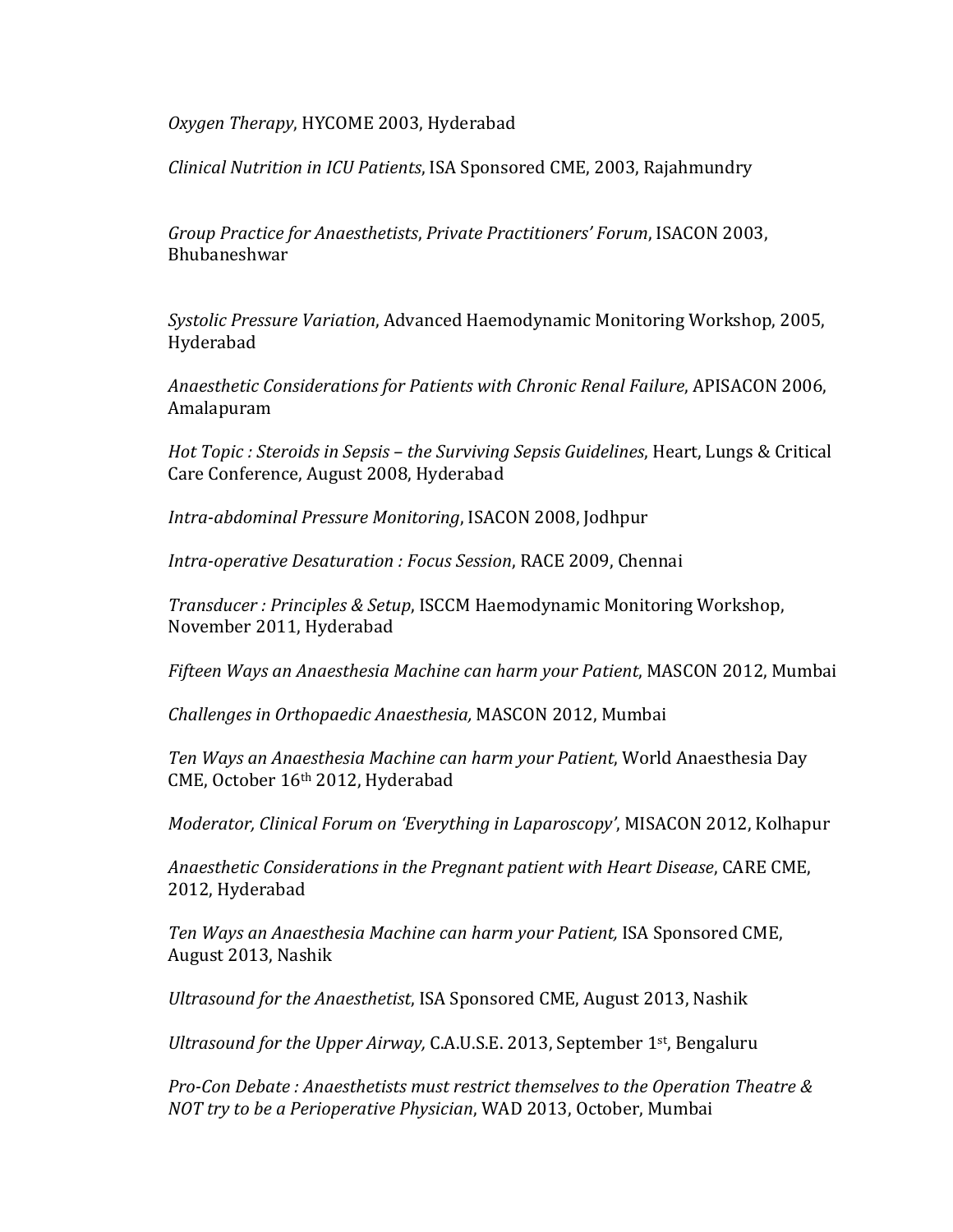*Oxygen Therapy*, HYCOME 2003, Hyderabad

*Clinical Nutrition in ICU Patients*, ISA Sponsored CME, 2003, Rajahmundry

*Group Practice for Anaesthetists*, *Private Practitioners' Forum*, ISACON 2003, Bhubaneshwar

*Systolic Pressure Variation*, Advanced Haemodynamic Monitoring Workshop, 2005, Hyderabad

*Anaesthetic Considerations for Patients with Chronic Renal Failure*, APISACON 2006, Amalapuram

*Hot Topic : Steroids in Sepsis – the Surviving Sepsis Guidelines*, Heart, Lungs & Critical Care Conference, August 2008, Hyderabad

*Intra-abdominal Pressure Monitoring*, ISACON 2008, Jodhpur

*Intra-operative Desaturation : Focus Session*, RACE 2009, Chennai

*Transducer : Principles & Setup*, ISCCM Haemodynamic Monitoring Workshop, November 2011, Hyderabad

*Fifteen Ways an Anaesthesia Machine can harm your Patient*, MASCON 2012, Mumbai

*Challenges in Orthopaedic Anaesthesia,* MASCON 2012, Mumbai

*Ten Ways an Anaesthesia Machine can harm your Patient*, World Anaesthesia Day CME, October 16th 2012, Hyderabad

*Moderator, Clinical Forum on 'Everything in Laparoscopy'*, MISACON 2012, Kolhapur

*Anaesthetic Considerations in the Pregnant patient with Heart Disease*, CARE CME, 2012, Hyderabad

*Ten Ways an Anaesthesia Machine can harm your Patient,* ISA Sponsored CME, August 2013, Nashik

*Ultrasound for the Anaesthetist*, ISA Sponsored CME, August 2013, Nashik

*Ultrasound for the Upper Airway,* C.A.U.S.E. 2013, September 1st, Bengaluru

*Pro-Con Debate : Anaesthetists must restrict themselves to the Operation Theatre & NOT try to be a Perioperative Physician*, WAD 2013, October, Mumbai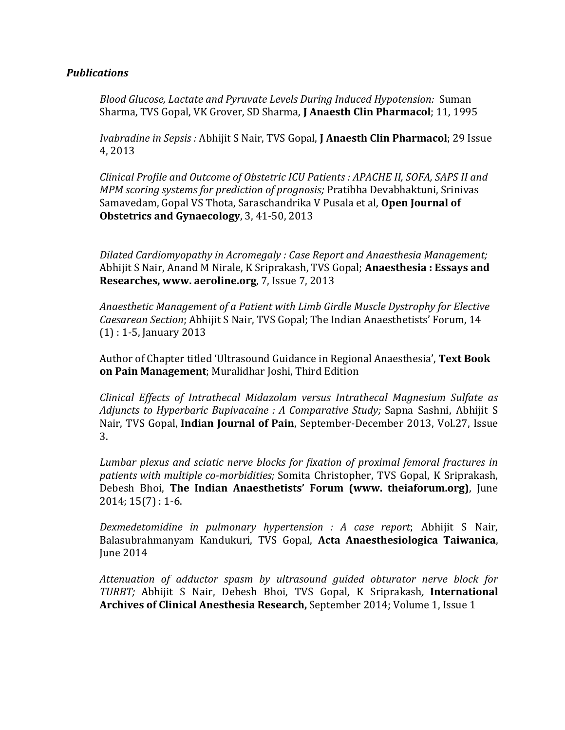***Publications***

*Blood Glucose, Lactate and Pyruvate Levels During Induced Hypotension:* Suman Sharma, TVS Gopal, VK Grover, SD Sharma, **J Anaesth Clin Pharmacol**; 11, 1995

*Ivabradine in Sepsis :* Abhijit S Nair, TVS Gopal, **J Anaesth Clin Pharmacol**; 29 Issue 4, 2013

*Clinical Profile and Outcome of Obstetric ICU Patients : APACHE II, SOFA, SAPS II and MPM scoring systems for prediction of prognosis;* Pratibha Devabhaktuni, Srinivas Samavedam, Gopal VS Thota, Saraschandrika V Pusala et al, **Open Journal of Obstetrics and Gynaecology**, 3, 41-50, 2013

*Dilated Cardiomyopathy in Acromegaly : Case Report and Anaesthesia Management;* Abhijit S Nair, Anand M Nirale, K Sriprakash, TVS Gopal; **Anaesthesia : Essays and Researches, www. aeroline.org**, 7, Issue 7, 2013

*Anaesthetic Management of a Patient with Limb Girdle Muscle Dystrophy for Elective Caesarean Section*; Abhijit S Nair, TVS Gopal; The Indian Anaesthetists' Forum, 14 (1) : 1-5, January 2013

Author of Chapter titled 'Ultrasound Guidance in Regional Anaesthesia', **Text Book on Pain Management**; Muralidhar Joshi, Third Edition

*Clinical Effects of Intrathecal Midazolam versus Intrathecal Magnesium Sulfate as Adjuncts to Hyperbaric Bupivacaine : A Comparative Study;* Sapna Sashni, Abhijit S Nair, TVS Gopal, **Indian Journal of Pain**, September-December 2013, Vol.27, Issue 3.

*Lumbar plexus and sciatic nerve blocks for fixation of proximal femoral fractures in patients with multiple co-morbidities;* Somita Christopher, TVS Gopal, K Sriprakash, Debesh Bhoi, **The Indian Anaesthetists' Forum (www. theiaforum.org)**, June 2014; 15(7) : 1-6.

*Dexmedetomidine in pulmonary hypertension : A case report*; Abhijit S Nair, Balasubrahmanyam Kandukuri, TVS Gopal, **Acta Anaesthesiologica Taiwanica**, June 2014

*Attenuation of adductor spasm by ultrasound guided obturator nerve block for TURBT;* Abhijit S Nair, Debesh Bhoi, TVS Gopal, K Sriprakash, **International Archives of Clinical Anesthesia Research,** September 2014; Volume 1, Issue 1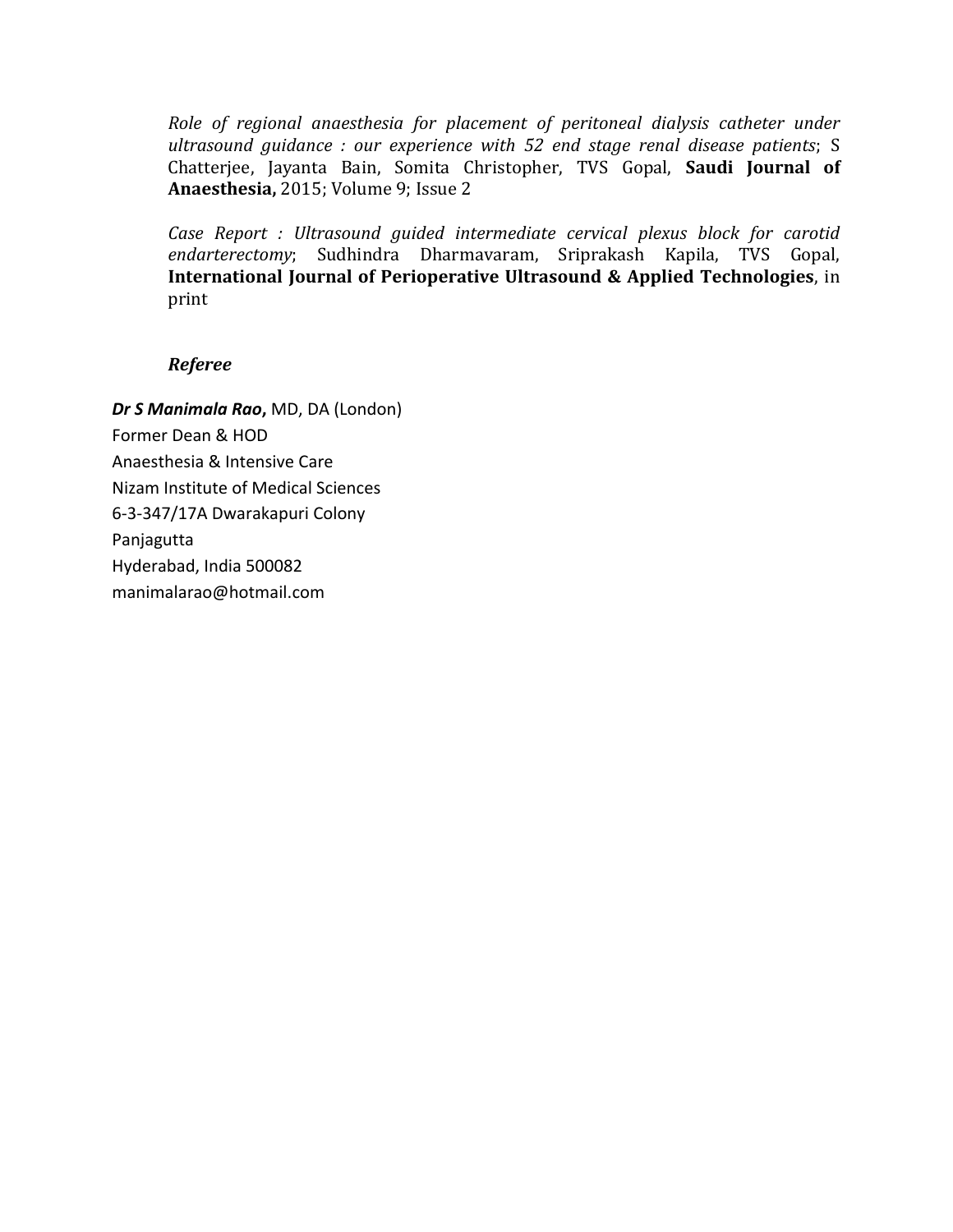*Role of regional anaesthesia for placement of peritoneal dialysis catheter under ultrasound guidance : our experience with 52 end stage renal disease patients*; S Chatterjee, Jayanta Bain, Somita Christopher, TVS Gopal, **Saudi Journal of Anaesthesia,** 2015; Volume 9; Issue 2

*Case Report : Ultrasound guided intermediate cervical plexus block for carotid endarterectomy*; Sudhindra Dharmavaram, Sriprakash Kapila, TVS Gopal, **International Journal of Perioperative Ultrasound & Applied Technologies**, in print

***Referee***

***Dr S Manimala Rao*, **MD, DA (London)
Former Dean & HOD
Anaesthesia & Intensive Care
Nizam Institute of Medical Sciences
6-3-347/17A Dwarakapuri Colony
Panjagutta
Hyderabad, India 500082
manimalarao@hotmail.com